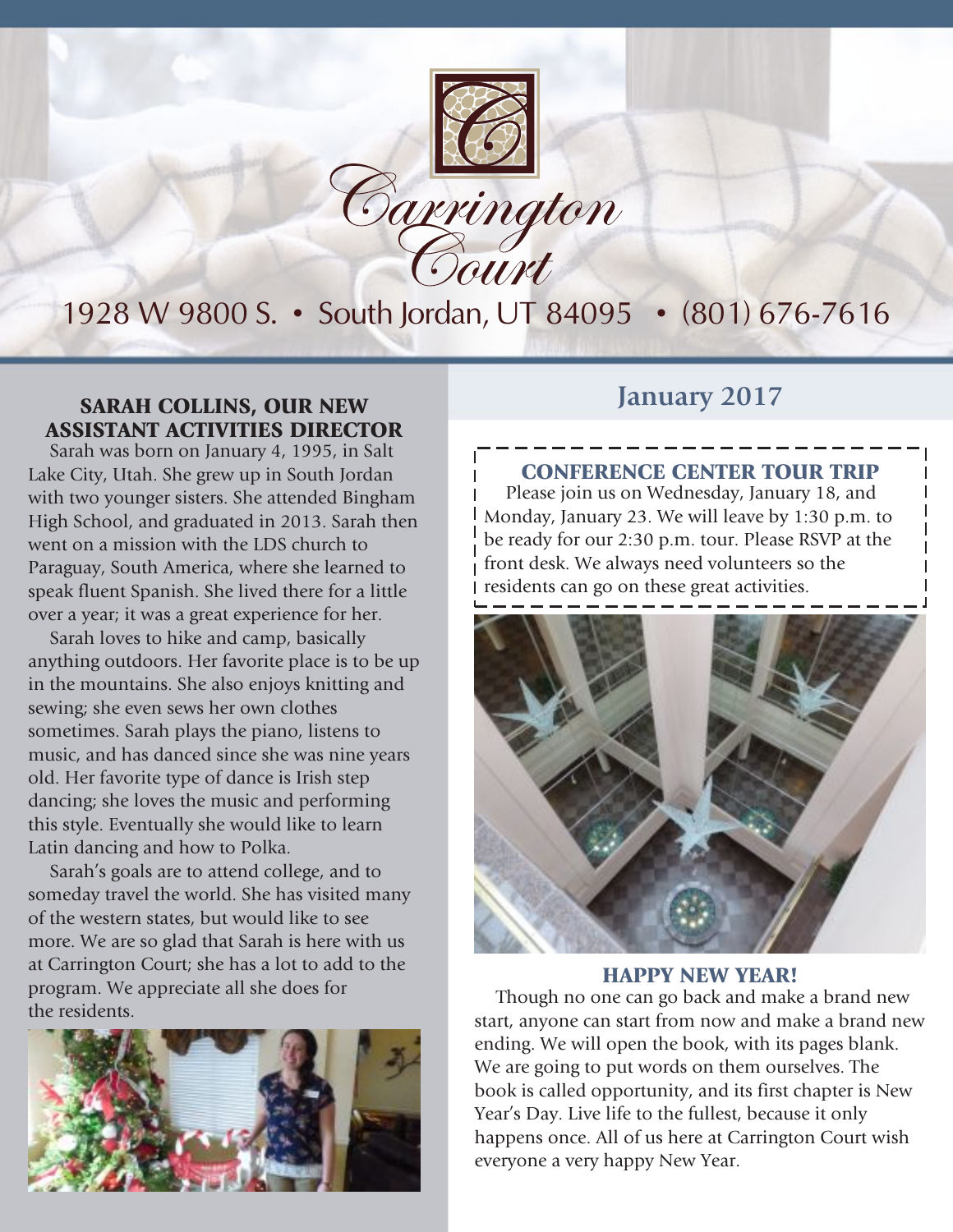# Carrington Court

1928 W 9800 S. • South Jordan, UT 84095 • (801) 676-7616

## January 2017

### SARAH COLLINS, OUR NEW ASSISTANT ACTIVITIES DIRECTOR

Sarah was born on January 4, 1995, in Salt Lake City, Utah. She grew up in South Jordan with two younger sisters. She attended Bingham High School, and graduated in 2013. Sarah then went on a mission with the LDS church to Paraguay, South America, where she learned to speak fluent Spanish. She lived there for a little over a year; it was a great experience for her.

Sarah loves to hike and camp, basically anything outdoors. Her favorite place is to be up in the mountains. She also enjoys knitting and sewing; she even sews her own clothes sometimes. Sarah plays the piano, listens to music, and has danced since she was nine years old. Her favorite type of dance is Irish step dancing; she loves the music and performing this style. Eventually she would like to learn Latin dancing and how to Polka.

Sarah's goals are to attend college, and to someday travel the world. She has visited many of the western states, but would like to see more. We are so glad that Sarah is here with us at Carrington Court; she has a lot to add to the program. We appreciate all she does for the residents.

### CONFERENCE CENTER TOUR TRIP

Please join us on Wednesday, January 18, and Monday, January 23. We will leave by 1:30 p.m. to be ready for our 2:30 p.m. tour. Please RSVP at the front desk. We always need volunteers so the residents can go on these great activities.

### HAPPY NEW YEAR!

Though no one can go back and make a brand new start, anyone can start from now and make a brand new ending. We will open the book, with its pages blank. We are going to put words on them ourselves. The book is called opportunity, and its first chapter is New Year's Day. Live life to the fullest, because it only happens once. All of us here at Carrington Court wish everyone a very happy New Year.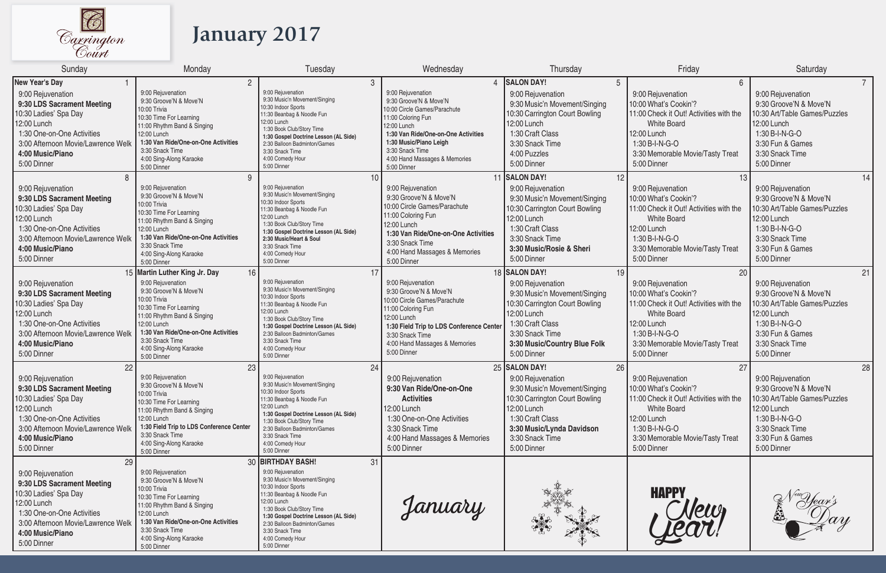Carrington Court

# January 2017

| Sunday | Monday | Tuesday | Wednesday | Thursday | Friday | Saturday |
|---|---|---|---|---|---|---|
| **New Year's Day** 1<br>9:00 Rejuvenation<br>**9:30 LDS Sacrament Meeting**<br>10:30 Ladies' Spa Day<br>12:00 Lunch<br>1:30 One-on-One Activities<br>3:00 Afternoon Movie/Lawrence Welk<br>**4:00 Music/Piano**<br>5:00 Dinner | 2<br>9:00 Rejuvenation<br>9:30 Groove'N & Move'N<br>10:00 Trivia<br>10:30 Time For Learning<br>11:00 Rhythm Band & Singing<br>12:00 Lunch<br>**1:30 Van Ride/One-on-One Activities**<br>3:30 Snack Time<br>4:00 Sing-Along Karaoke<br>5:00 Dinner | 3<br>9:00 Rejuvenation<br>9:30 Music'n Movement/Singing<br>10:30 Indoor Sports<br>11:30 Beanbag & Noodle Fun<br>12:00 Lunch<br>1:30 Book Club/Story Time<br>**1:30 Gospel Doctrine Lesson (AL Side)**<br>2:30 Balloon Badminton/Games<br>3:30 Snack Time<br>4:00 Comedy Hour<br>5:00 Dinner | 4<br>9:00 Rejuvenation<br>9:30 Groove'N & Move'N<br>10:00 Circle Games/Parachute<br>11:00 Coloring Fun<br>12:00 Lunch<br>**1:30 Van Ride/One-on-One Activities**<br>**1:30 Music/Piano Leigh**<br>3:30 Snack Time<br>4:00 Hand Massages & Memories<br>5:00 Dinner | **SALON DAY!** 5<br>9:00 Rejuvenation<br>9:30 Music'n Movement/Singing<br>10:30 Carrington Court Bowling<br>12:00 Lunch<br>1:30 Craft Class<br>3:30 Snack Time<br>4:00 Puzzles<br>5:00 Dinner | 6<br>9:00 Rejuvenation<br>10:00 What's Cookin'?<br>11:00 Check it Out! Activities with the White Board<br>12:00 Lunch<br>1:30 B-I-N-G-O<br>3:30 Memorable Movie/Tasty Treat<br>5:00 Dinner | 7<br>9:00 Rejuvenation<br>9:30 Groove'N & Move'N<br>10:30 Art/Table Games/Puzzles<br>12:00 Lunch<br>1:30 B-I-N-G-O<br>3:30 Fun & Games<br>3:30 Snack Time<br>5:00 Dinner |
| 8<br>9:00 Rejuvenation<br>**9:30 LDS Sacrament Meeting**<br>10:30 Ladies' Spa Day<br>12:00 Lunch<br>1:30 One-on-One Activities<br>3:00 Afternoon Movie/Lawrence Welk<br>**4:00 Music/Piano**<br>5:00 Dinner | 9<br>9:00 Rejuvenation<br>9:30 Groove'N & Move'N<br>10:00 Trivia<br>10:30 Time For Learning<br>11:00 Rhythm Band & Singing<br>12:00 Lunch<br>**1:30 Van Ride/One-on-One Activities**<br>3:30 Snack Time<br>4:00 Sing-Along Karaoke<br>5:00 Dinner | 10<br>9:00 Rejuvenation<br>9:30 Music'n Movement/Singing<br>10:30 Indoor Sports<br>11:30 Beanbag & Noodle Fun<br>12:00 Lunch<br>1:30 Book Club/Story Time<br>**1:30 Gospel Doctrine Lesson (AL Side)**<br>**2:30 Music/Heart & Soul**<br>3:30 Snack Time<br>4:00 Comedy Hour<br>5:00 Dinner | 11<br>9:00 Rejuvenation<br>9:30 Groove'N & Move'N<br>10:00 Circle Games/Parachute<br>11:00 Coloring Fun<br>12:00 Lunch<br>**1:30 Van Ride/One-on-One Activities**<br>3:30 Snack Time<br>4:00 Hand Massages & Memories<br>5:00 Dinner | **SALON DAY!** 12<br>9:00 Rejuvenation<br>9:30 Music'n Movement/Singing<br>10:30 Carrington Court Bowling<br>12:00 Lunch<br>1:30 Craft Class<br>3:30 Snack Time<br>**3:30 Music/Rosie & Sheri**<br>5:00 Dinner | 13<br>9:00 Rejuvenation<br>10:00 What's Cookin'?<br>11:00 Check it Out! Activities with the White Board<br>12:00 Lunch<br>1:30 B-I-N-G-O<br>3:30 Memorable Movie/Tasty Treat<br>5:00 Dinner | 14<br>9:00 Rejuvenation<br>9:30 Groove'N & Move'N<br>10:30 Art/Table Games/Puzzles<br>12:00 Lunch<br>1:30 B-I-N-G-O<br>3:30 Snack Time<br>3:30 Fun & Games<br>5:00 Dinner |
| 15<br>9:00 Rejuvenation<br>**9:30 LDS Sacrament Meeting**<br>10:30 Ladies' Spa Day<br>12:00 Lunch<br>1:30 One-on-One Activities<br>3:00 Afternoon Movie/Lawrence Welk<br>**4:00 Music/Piano**<br>5:00 Dinner | **Martin Luther King Jr. Day** 16<br>9:00 Rejuvenation<br>9:30 Groove'N & Move'N<br>10:00 Trivia<br>10:30 Time For Learning<br>11:00 Rhythm Band & Singing<br>12:00 Lunch<br>**1:30 Van Ride/One-on-One Activities**<br>3:30 Snack Time<br>4:00 Sing-Along Karaoke<br>5:00 Dinner | 17<br>9:00 Rejuvenation<br>9:30 Music'n Movement/Singing<br>10:30 Indoor Sports<br>11:30 Beanbag & Noodle Fun<br>12:00 Lunch<br>1:30 Book Club/Story Time<br>**1:30 Gospel Doctrine Lesson (AL Side)**<br>2:30 Balloon Badminton/Games<br>3:30 Snack Time<br>4:00 Comedy Hour<br>5:00 Dinner | 18<br>9:00 Rejuvenation<br>9:30 Groove'N & Move'N<br>10:00 Circle Games/Parachute<br>11:00 Coloring Fun<br>12:00 Lunch<br>**1:30 Field Trip to LDS Conference Center**<br>3:30 Snack Time<br>4:00 Hand Massages & Memories<br>5:00 Dinner | **SALON DAY!** 19<br>9:00 Rejuvenation<br>9:30 Music'n Movement/Singing<br>10:30 Carrington Court Bowling<br>12:00 Lunch<br>1:30 Craft Class<br>3:30 Snack Time<br>**3:30 Music/Country Blue Folk**<br>5:00 Dinner | 20<br>9:00 Rejuvenation<br>10:00 What's Cookin'?<br>11:00 Check it Out! Activities with the White Board<br>12:00 Lunch<br>1:30 B-I-N-G-O<br>3:30 Memorable Movie/Tasty Treat<br>5:00 Dinner | 21<br>9:00 Rejuvenation<br>9:30 Groove'N & Move'N<br>10:30 Art/Table Games/Puzzles<br>12:00 Lunch<br>1:30 B-I-N-G-O<br>3:30 Fun & Games<br>3:30 Snack Time<br>5:00 Dinner |
| 22<br>9:00 Rejuvenation<br>**9:30 LDS Sacrament Meeting**<br>10:30 Ladies' Spa Day<br>12:00 Lunch<br>1:30 One-on-One Activities<br>3:00 Afternoon Movie/Lawrence Welk<br>**4:00 Music/Piano**<br>5:00 Dinner | 23<br>9:00 Rejuvenation<br>9:30 Groove'N & Move'N<br>10:00 Trivia<br>10:30 Time For Learning<br>11:00 Rhythm Band & Singing<br>12:00 Lunch<br>**1:30 Field Trip to LDS Conference Center**<br>3:30 Snack Time<br>4:00 Sing-Along Karaoke<br>5:00 Dinner | 24<br>9:00 Rejuvenation<br>9:30 Music'n Movement/Singing<br>10:30 Indoor Sports<br>11:30 Beanbag & Noodle Fun<br>12:00 Lunch<br>**1:30 Gospel Doctrine Lesson (AL Side)**<br>1:30 Book Club/Story Time<br>2:30 Balloon Badminton/Games<br>3:30 Snack Time<br>4:00 Comedy Hour<br>5:00 Dinner | 25<br>9:00 Rejuvenation<br>**9:30 Van Ride/One-on-One Activities**<br>12:00 Lunch<br>1:30 One-on-One Activities<br>3:30 Snack Time<br>4:00 Hand Massages & Memories<br>5:00 Dinner | **SALON DAY!** 26<br>9:00 Rejuvenation<br>9:30 Music'n Movement/Singing<br>10:30 Carrington Court Bowling<br>12:00 Lunch<br>1:30 Craft Class<br>**3:30 Music/Lynda Davidson**<br>3:30 Snack Time<br>5:00 Dinner | 27<br>9:00 Rejuvenation<br>10:00 What's Cookin'?<br>11:00 Check it Out! Activities with the White Board<br>12:00 Lunch<br>1:30 B-I-N-G-O<br>3:30 Memorable Movie/Tasty Treat<br>5:00 Dinner | 28<br>9:00 Rejuvenation<br>9:30 Groove'N & Move'N<br>10:30 Art/Table Games/Puzzles<br>12:00 Lunch<br>1:30 B-I-N-G-O<br>3:30 Snack Time<br>3:30 Fun & Games<br>5:00 Dinner |
| 29<br>9:00 Rejuvenation<br>**9:30 LDS Sacrament Meeting**<br>10:30 Ladies' Spa Day<br>12:00 Lunch<br>1:30 One-on-One Activities<br>3:00 Afternoon Movie/Lawrence Welk<br>**4:00 Music/Piano**<br>5:00 Dinner | 30<br>9:00 Rejuvenation<br>9:30 Groove'N & Move'N<br>10:00 Trivia<br>10:30 Time For Learning<br>11:00 Rhythm Band & Singing<br>12:00 Lunch<br>**1:30 Van Ride/One-on-One Activities**<br>3:30 Snack Time<br>4:00 Sing-Along Karaoke<br>5:00 Dinner | **BIRTHDAY BASH!** 31<br>9:00 Rejuvenation<br>9:30 Music'n Movement/Singing<br>10:30 Indoor Sports<br>11:30 Beanbag & Noodle Fun<br>12:00 Lunch<br>1:30 Book Club/Story Time<br>**1:30 Gospel Doctrine Lesson (AL Side)**<br>2:30 Balloon Badminton/Games<br>3:30 Snack Time<br>4:00 Comedy Hour<br>5:00 Dinner | January | | HAPPY New Year! | New Year's Day |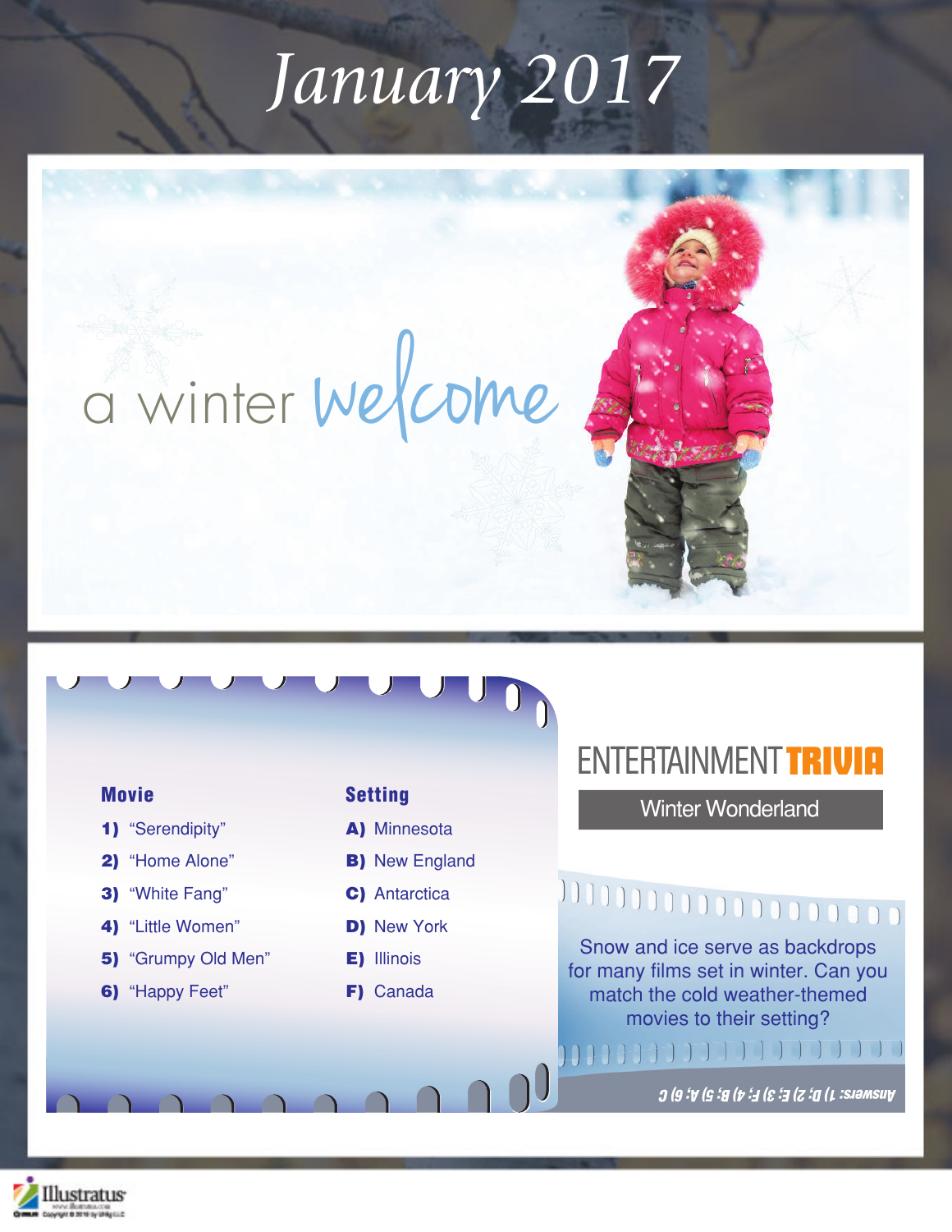# January 2017

a winter welcome

## ENTERTAINMENT TRIVIA

### Winter Wonderland

Snow and ice serve as backdrops for many films set in winter. Can you match the cold weather-themed movies to their setting?

| **Movie** | **Setting** |
|---|---|
| **1)** "Serendipity" | **A)** Minnesota |
| **2)** "Home Alone" | **B)** New England |
| **3)** "White Fang" | **C)** Antarctica |
| **4)** "Little Women" | **D)** New York |
| **5)** "Grumpy Old Men" | **E)** Illinois |
| **6)** "Happy Feet" | **F)** Canada |

Answers: 1) D; 2) E; 3) F; 4) B; 5) A; 6) C

Illustratus
www.illustratus.com
Copyright © 2016 by Unity LLC